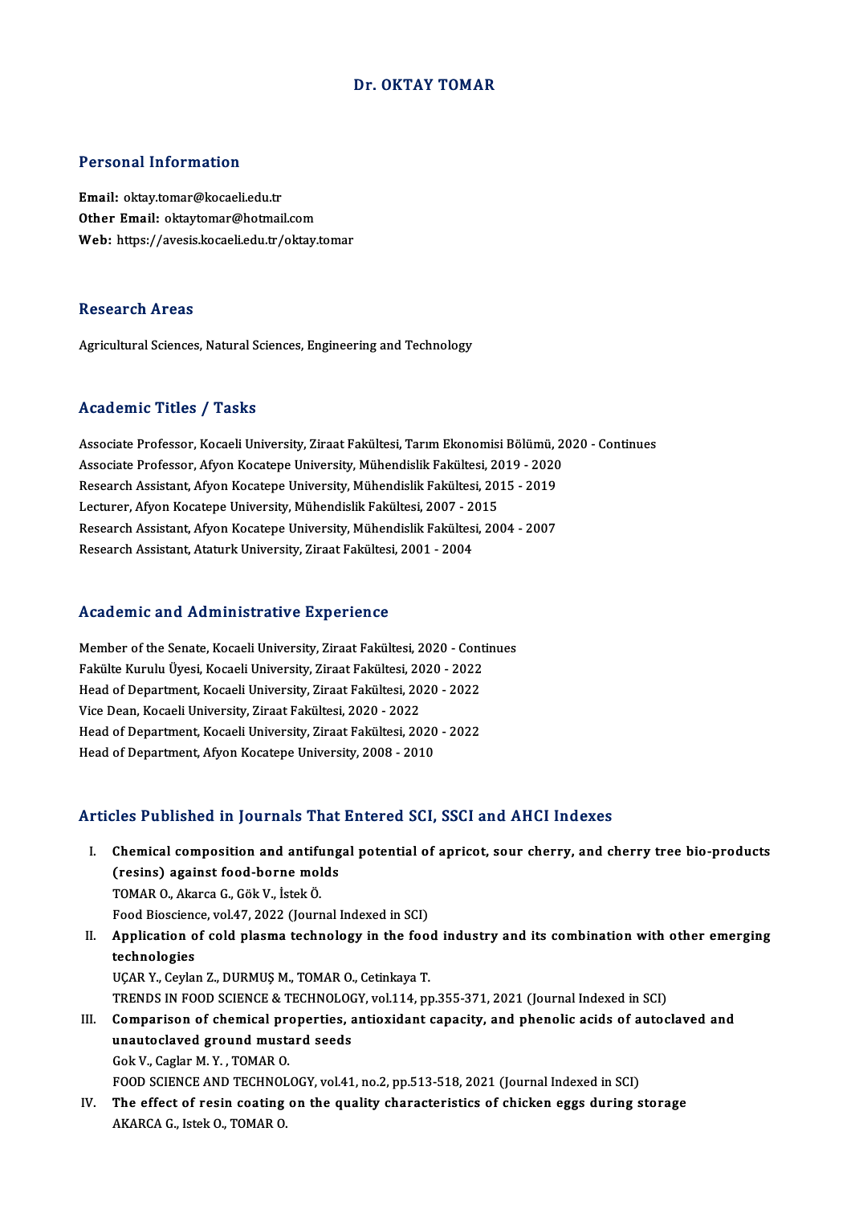# Dr. OKTAY TOMAR

## Personal Information

**Email:** oktay.tomar@kocaeli.edu.tr
**Other Email:** oktaytomar@hotmail.com
**Web:** https://avesis.kocaeli.edu.tr/oktay.tomar

## Research Areas

Agricultural Sciences, Natural Sciences, Engineering and Technology

## Academic Titles / Tasks

Associate Professor, Kocaeli University, Ziraat Fakültesi, Tarım Ekonomisi Bölümü, 2020 - Continues
Associate Professor, Afyon Kocatepe University, Mühendislik Fakültesi, 2019 - 2020
Research Assistant, Afyon Kocatepe University, Mühendislik Fakültesi, 2015 - 2019
Lecturer, Afyon Kocatepe University, Mühendislik Fakültesi, 2007 - 2015
Research Assistant, Afyon Kocatepe University, Mühendislik Fakültesi, 2004 - 2007
Research Assistant, Ataturk University, Ziraat Fakültesi, 2001 - 2004

## Academic and Administrative Experience

Member of the Senate, Kocaeli University, Ziraat Fakültesi, 2020 - Continues
Fakülte Kurulu Üyesi, Kocaeli University, Ziraat Fakültesi, 2020 - 2022
Head of Department, Kocaeli University, Ziraat Fakültesi, 2020 - 2022
Vice Dean, Kocaeli University, Ziraat Fakültesi, 2020 - 2022
Head of Department, Kocaeli University, Ziraat Fakültesi, 2020 - 2022
Head of Department, Afyon Kocatepe University, 2008 - 2010

## Articles Published in Journals That Entered SCI, SSCI and AHCI Indexes

I. **Chemical composition and antifungal potential of apricot, sour cherry, and cherry tree bio-products (resins) against food-borne molds**
TOMAR O., Akarca G., Gök V., İstek Ö.
Food Bioscience, vol.47, 2022 (Journal Indexed in SCI)

II. **Application of cold plasma technology in the food industry and its combination with other emerging technologies**
UÇAR Y., Ceylan Z., DURMUŞ M., TOMAR O., Cetinkaya T.
TRENDS IN FOOD SCIENCE & TECHNOLOGY, vol.114, pp.355-371, 2021 (Journal Indexed in SCI)

III. **Comparison of chemical properties, antioxidant capacity, and phenolic acids of autoclaved and unautoclaved ground mustard seeds**
Gok V., Caglar M. Y. , TOMAR O.
FOOD SCIENCE AND TECHNOLOGY, vol.41, no.2, pp.513-518, 2021 (Journal Indexed in SCI)

IV. **The effect of resin coating on the quality characteristics of chicken eggs during storage**
AKARCA G., Istek O., TOMAR O.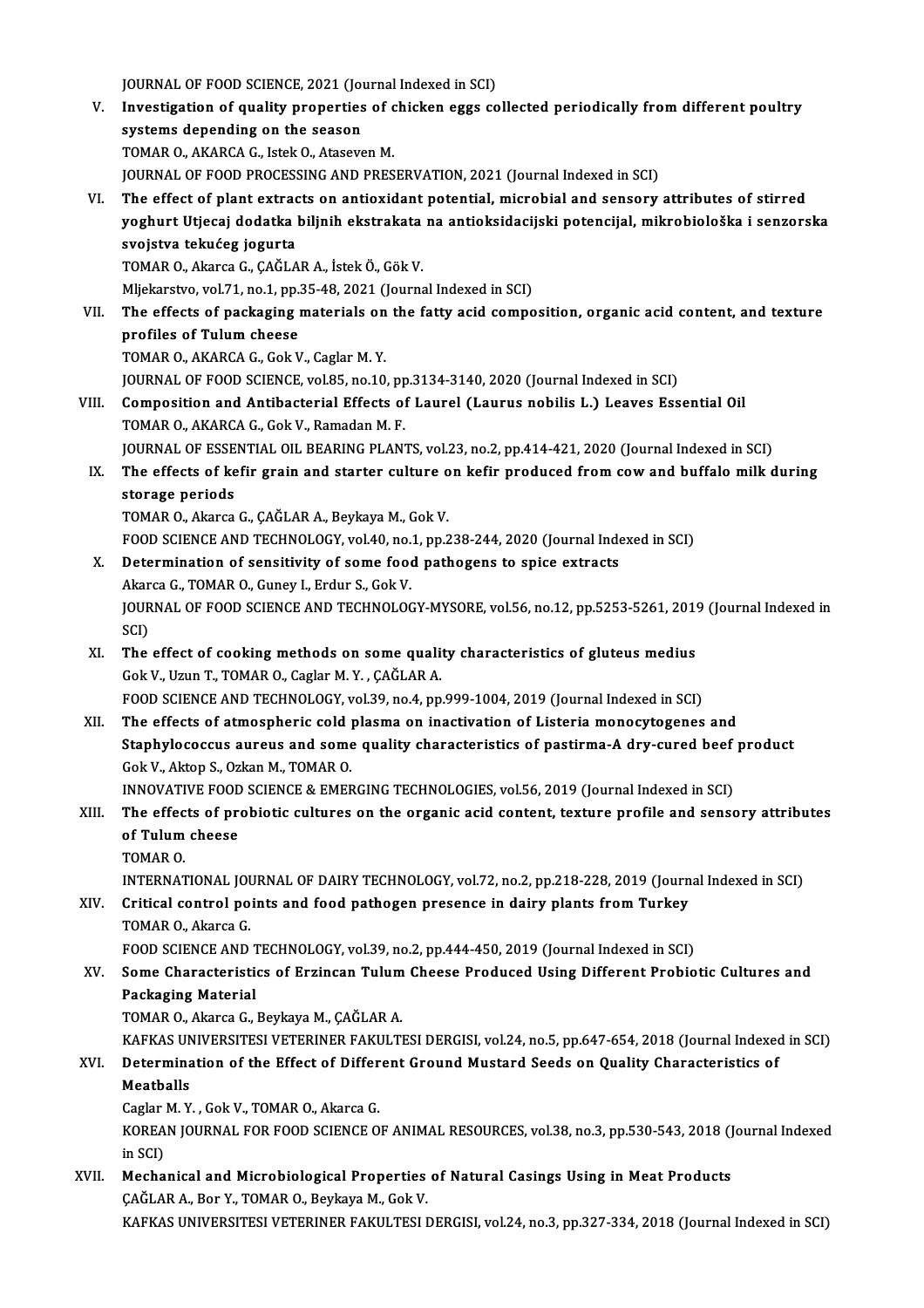JOURNAL OF FOOD SCIENCE, 2021 (Journal Indexed in SCI)

V. **Investigation of quality properties of chicken eggs collected periodically from different poultry systems depending on the season**
TOMAR O., AKARCA G., Istek O., Ataseven M.
JOURNAL OF FOOD PROCESSING AND PRESERVATION, 2021 (Journal Indexed in SCI)

VI. **The effect of plant extracts on antioxidant potential, microbial and sensory attributes of stirred yoghurt Utjecaj dodatka biljnih ekstrakata na antioksidacijski potencijal, mikrobiološka i senzorska svojstva tekućeg jogurta**
TOMAR O., Akarca G., ÇAĞLAR A., İstek Ö., Gök V.
Mljekarstvo, vol.71, no.1, pp.35-48, 2021 (Journal Indexed in SCI)

VII. **The effects of packaging materials on the fatty acid composition, organic acid content, and texture profiles of Tulum cheese**
TOMAR O., AKARCA G., Gok V., Caglar M. Y.
JOURNAL OF FOOD SCIENCE, vol.85, no.10, pp.3134-3140, 2020 (Journal Indexed in SCI)

VIII. **Composition and Antibacterial Effects of Laurel (Laurus nobilis L.) Leaves Essential Oil**
TOMAR O., AKARCA G., Gok V., Ramadan M. F.
JOURNAL OF ESSENTIAL OIL BEARING PLANTS, vol.23, no.2, pp.414-421, 2020 (Journal Indexed in SCI)

IX. **The effects of kefir grain and starter culture on kefir produced from cow and buffalo milk during storage periods**
TOMAR O., Akarca G., ÇAĞLAR A., Beykaya M., Gok V.
FOOD SCIENCE AND TECHNOLOGY, vol.40, no.1, pp.238-244, 2020 (Journal Indexed in SCI)

X. **Determination of sensitivity of some food pathogens to spice extracts**
Akarca G., TOMAR O., Guney I., Erdur S., Gok V.
JOURNAL OF FOOD SCIENCE AND TECHNOLOGY-MYSORE, vol.56, no.12, pp.5253-5261, 2019 (Journal Indexed in SCI)

XI. **The effect of cooking methods on some quality characteristics of gluteus medius**
Gok V., Uzun T., TOMAR O., Caglar M. Y. , ÇAĞLAR A.
FOOD SCIENCE AND TECHNOLOGY, vol.39, no.4, pp.999-1004, 2019 (Journal Indexed in SCI)

XII. **The effects of atmospheric cold plasma on inactivation of Listeria monocytogenes and Staphylococcus aureus and some quality characteristics of pastirma-A dry-cured beef product**
Gok V., Aktop S., Ozkan M., TOMAR O.
INNOVATIVE FOOD SCIENCE & EMERGING TECHNOLOGIES, vol.56, 2019 (Journal Indexed in SCI)

XIII. **The effects of probiotic cultures on the organic acid content, texture profile and sensory attributes of Tulum cheese**
TOMAR O.
INTERNATIONAL JOURNAL OF DAIRY TECHNOLOGY, vol.72, no.2, pp.218-228, 2019 (Journal Indexed in SCI)

XIV. **Critical control points and food pathogen presence in dairy plants from Turkey**
TOMAR O., Akarca G.
FOOD SCIENCE AND TECHNOLOGY, vol.39, no.2, pp.444-450, 2019 (Journal Indexed in SCI)

XV. **Some Characteristics of Erzincan Tulum Cheese Produced Using Different Probiotic Cultures and Packaging Material**
TOMAR O., Akarca G., Beykaya M., ÇAĞLAR A.
KAFKAS UNIVERSITESI VETERINER FAKULTESI DERGISI, vol.24, no.5, pp.647-654, 2018 (Journal Indexed in SCI)

XVI. **Determination of the Effect of Different Ground Mustard Seeds on Quality Characteristics of Meatballs**
Caglar M. Y. , Gok V., TOMAR O., Akarca G.
KOREAN JOURNAL FOR FOOD SCIENCE OF ANIMAL RESOURCES, vol.38, no.3, pp.530-543, 2018 (Journal Indexed in SCI)

XVII. **Mechanical and Microbiological Properties of Natural Casings Using in Meat Products**
ÇAĞLAR A., Bor Y., TOMAR O., Beykaya M., Gok V.
KAFKAS UNIVERSITESI VETERINER FAKULTESI DERGISI, vol.24, no.3, pp.327-334, 2018 (Journal Indexed in SCI)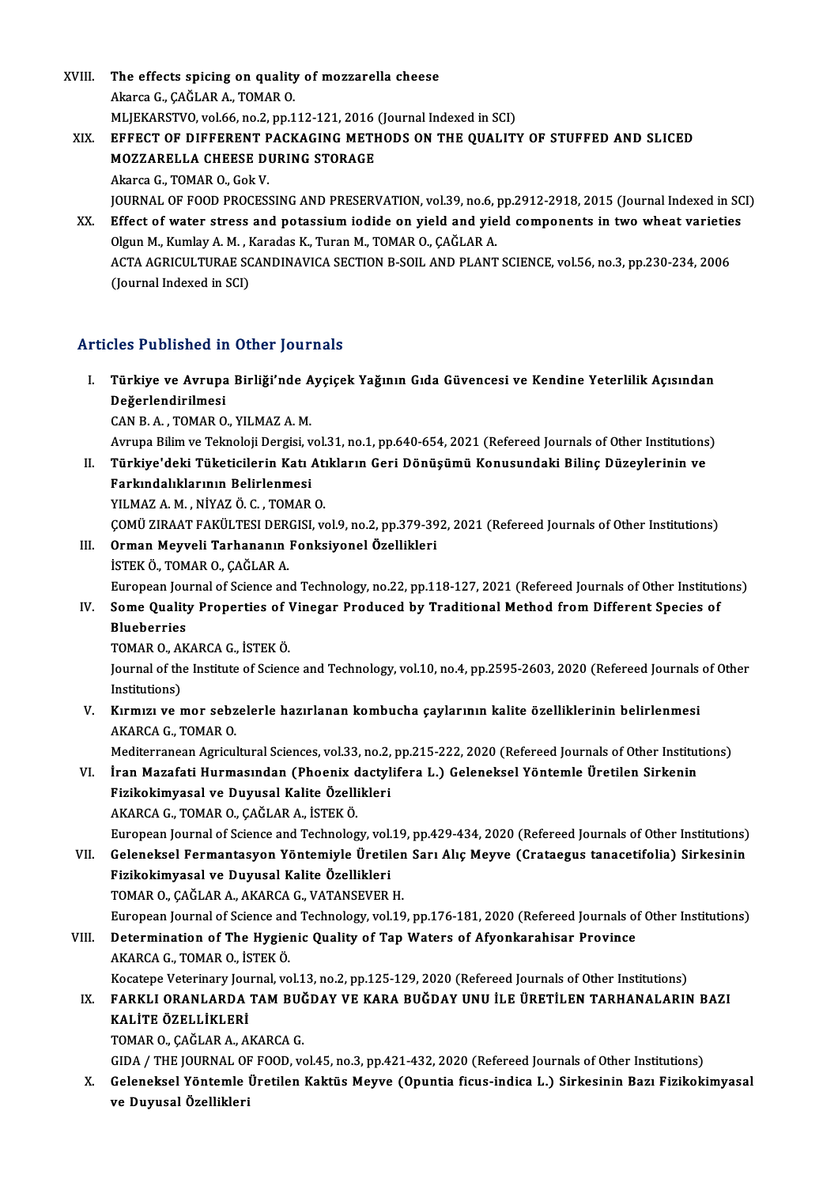XVIII. **The effects spicing on quality of mozzarella cheese**
Akarca G., ÇAĞLAR A., TOMAR O.
MLJEKARSTVO, vol.66, no.2, pp.112-121, 2016 (Journal Indexed in SCI)

XIX. **EFFECT OF DIFFERENT PACKAGING METHODS ON THE QUALITY OF STUFFED AND SLICED MOZZARELLA CHEESE DURING STORAGE**
Akarca G., TOMAR O., Gok V.
JOURNAL OF FOOD PROCESSING AND PRESERVATION, vol.39, no.6, pp.2912-2918, 2015 (Journal Indexed in SCI)

XX. **Effect of water stress and potassium iodide on yield and yield components in two wheat varieties**
Olgun M., Kumlay A. M. , Karadas K., Turan M., TOMAR O., ÇAĞLAR A.
ACTA AGRICULTURAE SCANDINAVICA SECTION B-SOIL AND PLANT SCIENCE, vol.56, no.3, pp.230-234, 2006 (Journal Indexed in SCI)

## Articles Published in Other Journals

I. **Türkiye ve Avrupa Birliği'nde Ayçiçek Yağının Gıda Güvencesi ve Kendine Yeterlilik Açısından Değerlendirilmesi**
CAN B. A. , TOMAR O., YILMAZ A. M.
Avrupa Bilim ve Teknoloji Dergisi, vol.31, no.1, pp.640-654, 2021 (Refereed Journals of Other Institutions)

II. **Türkiye'deki Tüketicilerin Katı Atıkların Geri Dönüşümü Konusundaki Bilinç Düzeylerinin ve Farkındalıklarının Belirlenmesi**
YILMAZ A. M. , NİYAZ Ö. C. , TOMAR O.
ÇOMÜ ZIRAAT FAKÜLTESI DERGISI, vol.9, no.2, pp.379-392, 2021 (Refereed Journals of Other Institutions)

III. **Orman Meyveli Tarhananın Fonksiyonel Özellikleri**
İSTEK Ö., TOMAR O., ÇAĞLAR A.
European Journal of Science and Technology, no.22, pp.118-127, 2021 (Refereed Journals of Other Institutions)

IV. **Some Quality Properties of Vinegar Produced by Traditional Method from Different Species of Blueberries**
TOMAR O., AKARCA G., İSTEK Ö.
Journal of the Institute of Science and Technology, vol.10, no.4, pp.2595-2603, 2020 (Refereed Journals of Other Institutions)

V. **Kırmızı ve mor sebzelerle hazırlanan kombucha çaylarının kalite özelliklerinin belirlenmesi**
AKARCA G., TOMAR O.
Mediterranean Agricultural Sciences, vol.33, no.2, pp.215-222, 2020 (Refereed Journals of Other Institutions)

VI. **İran Mazafati Hurmasından (Phoenix dactylifera L.) Geleneksel Yöntemle Üretilen Sirkenin Fizikokimyasal ve Duyusal Kalite Özellikleri**
AKARCA G., TOMAR O., ÇAĞLAR A., İSTEK Ö.
European Journal of Science and Technology, vol.19, pp.429-434, 2020 (Refereed Journals of Other Institutions)

VII. **Geleneksel Fermantasyon Yöntemiyle Üretilen Sarı Alıç Meyve (Crataegus tanacetifolia) Sirkesinin Fizikokimyasal ve Duyusal Kalite Özellikleri**
TOMAR O., ÇAĞLAR A., AKARCA G., VATANSEVER H.
European Journal of Science and Technology, vol.19, pp.176-181, 2020 (Refereed Journals of Other Institutions)

VIII. **Determination of The Hygienic Quality of Tap Waters of Afyonkarahisar Province**
AKARCA G., TOMAR O., İSTEK Ö.
Kocatepe Veterinary Journal, vol.13, no.2, pp.125-129, 2020 (Refereed Journals of Other Institutions)

IX. **FARKLI ORANLARDA TAM BUĞDAY VE KARA BUĞDAY UNU İLE ÜRETİLEN TARHANALARIN BAZI KALİTE ÖZELLİKLERİ**
TOMAR O., ÇAĞLAR A., AKARCA G.
GIDA / THE JOURNAL OF FOOD, vol.45, no.3, pp.421-432, 2020 (Refereed Journals of Other Institutions)

X. **Geleneksel Yöntemle Üretilen Kaktüs Meyve (Opuntia ficus-indica L.) Sirkesinin Bazı Fizikokimyasal ve Duyusal Özellikleri**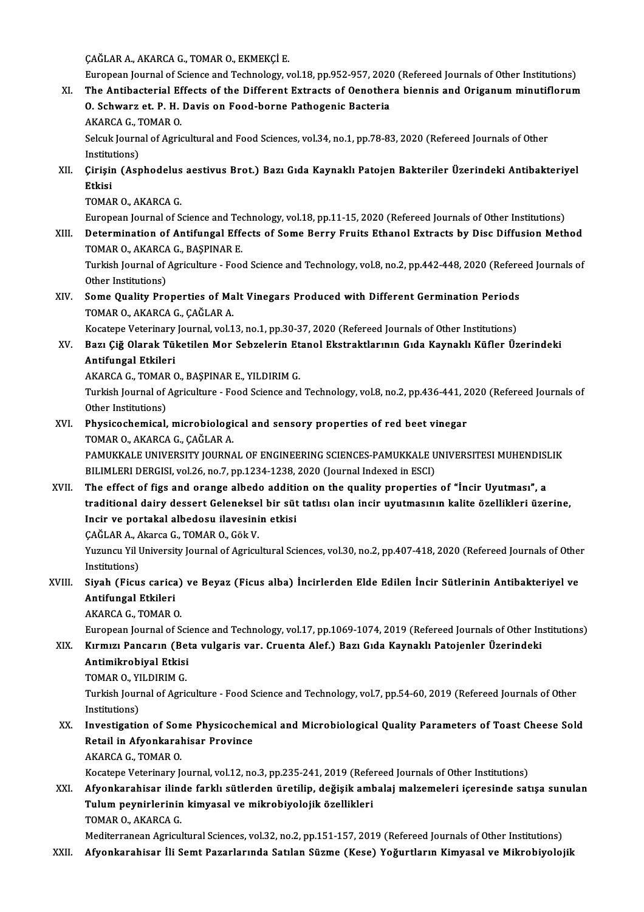ÇAĞLAR A., AKARCA G., TOMAR O., EKMEKÇİ E.

European Journal of Science and Technology, vol.18, pp.952-957, 2020 (Refereed Journals of Other Institutions)

XI. **The Antibacterial Effects of the Different Extracts of Oenothera biennis and Origanum minutiflorum O. Schwarz et. P. H. Davis on Food-borne Pathogenic Bacteria**

AKARCA G., TOMAR O.

Selcuk Journal of Agricultural and Food Sciences, vol.34, no.1, pp.78-83, 2020 (Refereed Journals of Other Institutions)

XII. **Çirişin (Asphodelus aestivus Brot.) Bazı Gıda Kaynaklı Patojen Bakteriler Üzerindeki Antibakteriyel Etkisi**

TOMAR O., AKARCA G.

European Journal of Science and Technology, vol.18, pp.11-15, 2020 (Refereed Journals of Other Institutions)

XIII. **Determination of Antifungal Effects of Some Berry Fruits Ethanol Extracts by Disc Diffusion Method**

TOMAR O., AKARCA G., BAŞPINAR E.

Turkish Journal of Agriculture - Food Science and Technology, vol.8, no.2, pp.442-448, 2020 (Refereed Journals of Other Institutions)

XIV. **Some Quality Properties of Malt Vinegars Produced with Different Germination Periods**

TOMAR O., AKARCA G., ÇAĞLAR A.

Kocatepe Veterinary Journal, vol.13, no.1, pp.30-37, 2020 (Refereed Journals of Other Institutions)

XV. **Bazı Çiğ Olarak Tüketilen Mor Sebzelerin Etanol Ekstraktlarının Gıda Kaynaklı Küfler Üzerindeki Antifungal Etkileri**

AKARCA G., TOMAR O., BAŞPINAR E., YILDIRIM G.

Turkish Journal of Agriculture - Food Science and Technology, vol.8, no.2, pp.436-441, 2020 (Refereed Journals of Other Institutions)

XVI. **Physicochemical, microbiological and sensory properties of red beet vinegar**

TOMAR O., AKARCA G., ÇAĞLAR A.

PAMUKKALE UNIVERSITY JOURNAL OF ENGINEERING SCIENCES-PAMUKKALE UNIVERSITESI MUHENDISLIK BILIMLERI DERGISI, vol.26, no.7, pp.1234-1238, 2020 (Journal Indexed in ESCI)

XVII. **The effect of figs and orange albedo addition on the quality properties of "İncir Uyutması", a traditional dairy dessert Geleneksel bir süt tatlısı olan incir uyutmasının kalite özellikleri üzerine, Incir ve portakal albedosu ilavesinin etkisi**

ÇAĞLAR A., Akarca G., TOMAR O., Gök V.

Yuzuncu Yil University Journal of Agricultural Sciences, vol.30, no.2, pp.407-418, 2020 (Refereed Journals of Other Institutions)

XVIII. **Siyah (Ficus carica) ve Beyaz (Ficus alba) İncirlerden Elde Edilen İncir Sütlerinin Antibakteriyel ve Antifungal Etkileri**

AKARCA G., TOMAR O.

European Journal of Science and Technology, vol.17, pp.1069-1074, 2019 (Refereed Journals of Other Institutions)

XIX. **Kırmızı Pancarın (Beta vulgaris var. Cruenta Alef.) Bazı Gıda Kaynaklı Patojenler Üzerindeki Antimikrobiyal Etkisi**

TOMAR O., YILDIRIM G.

Turkish Journal of Agriculture - Food Science and Technology, vol.7, pp.54-60, 2019 (Refereed Journals of Other Institutions)

XX. **Investigation of Some Physicochemical and Microbiological Quality Parameters of Toast Cheese Sold Retail in Afyonkarahisar Province**

AKARCA G., TOMAR O.

Kocatepe Veterinary Journal, vol.12, no.3, pp.235-241, 2019 (Refereed Journals of Other Institutions)

XXI. **Afyonkarahisar ilinde farklı sütlerden üretilip, değişik ambalaj malzemeleri içeresinde satışa sunulan Tulum peynirlerinin kimyasal ve mikrobiyolojik özellikleri**

TOMAR O., AKARCA G.

Mediterranean Agricultural Sciences, vol.32, no.2, pp.151-157, 2019 (Refereed Journals of Other Institutions)

XXII. **Afyonkarahisar İli Semt Pazarlarında Satılan Süzme (Kese) Yoğurtların Kimyasal ve Mikrobiyolojik**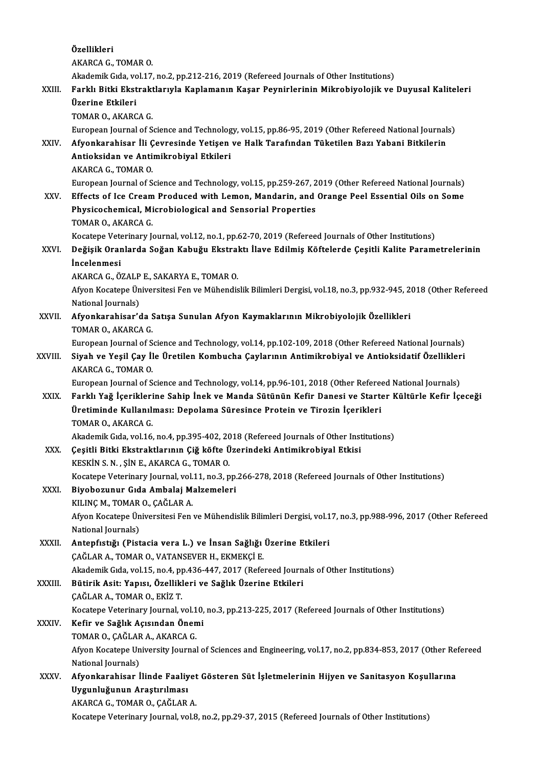Özellikleri
AKARCA G., TOMAR O.
Akademik Gıda, vol.17, no.2, pp.212-216, 2019 (Refereed Journals of Other Institutions)

XXIII. **Farklı Bitki Ekstraktlarıyla Kaplamanın Kaşar Peynirlerinin Mikrobiyolojik ve Duyusal Kaliteleri Üzerine Etkileri**
TOMAR O., AKARCA G.
European Journal of Science and Technology, vol.15, pp.86-95, 2019 (Other Refereed National Journals)

XXIV. **Afyonkarahisar İli Çevresinde Yetişen ve Halk Tarafından Tüketilen Bazı Yabani Bitkilerin Antioksidan ve Antimikrobiyal Etkileri**
AKARCA G., TOMAR O.
European Journal of Science and Technology, vol.15, pp.259-267, 2019 (Other Refereed National Journals)

XXV. **Effects of Ice Cream Produced with Lemon, Mandarin, and Orange Peel Essential Oils on Some Physicochemical, Microbiological and Sensorial Properties**
TOMAR O., AKARCA G.
Kocatepe Veterinary Journal, vol.12, no.1, pp.62-70, 2019 (Refereed Journals of Other Institutions)

XXVI. **Değişik Oranlarda Soğan Kabuğu Ekstraktı İlave Edilmiş Köftelerde Çeşitli Kalite Parametrelerinin İncelenmesi**
AKARCA G., ÖZALP E., SAKARYA E., TOMAR O.
Afyon Kocatepe Üniversitesi Fen ve Mühendislik Bilimleri Dergisi, vol.18, no.3, pp.932-945, 2018 (Other Refereed National Journals)

XXVII. **Afyonkarahisar'da Satışa Sunulan Afyon Kaymaklarının Mikrobiyolojik Özellikleri**
TOMAR O., AKARCA G.
European Journal of Science and Technology, vol.14, pp.102-109, 2018 (Other Refereed National Journals)

XXVIII. **Siyah ve Yeşil Çay İle Üretilen Kombucha Çaylarının Antimikrobiyal ve Antioksidatif Özellikleri**
AKARCA G., TOMAR O.
European Journal of Science and Technology, vol.14, pp.96-101, 2018 (Other Refereed National Journals)

XXIX. **Farklı Yağ İçeriklerine Sahip İnek ve Manda Sütünün Kefir Danesi ve Starter Kültürle Kefir İçeceği Üretiminde Kullanılması: Depolama Süresince Protein ve Tirozin İçerikleri**
TOMAR O., AKARCA G.
Akademik Gıda, vol.16, no.4, pp.395-402, 2018 (Refereed Journals of Other Institutions)

XXX. **Çeşitli Bitki Ekstraktlarının Çiğ köfte Üzerindeki Antimikrobiyal Etkisi**
KESKİN S. N. , ŞİN E., AKARCA G., TOMAR O.
Kocatepe Veterinary Journal, vol.11, no.3, pp.266-278, 2018 (Refereed Journals of Other Institutions)

XXXI. **Biyobozunur Gıda Ambalaj Malzemeleri**
KILINÇ M., TOMAR O., ÇAĞLAR A.
Afyon Kocatepe Üniversitesi Fen ve Mühendislik Bilimleri Dergisi, vol.17, no.3, pp.988-996, 2017 (Other Refereed National Journals)

XXXII. **Antepfıstığı (Pistacia vera L.) ve İnsan Sağlığı Üzerine Etkileri**
ÇAĞLAR A., TOMAR O., VATANSEVER H., EKMEKÇİ E.
Akademik Gıda, vol.15, no.4, pp.436-447, 2017 (Refereed Journals of Other Institutions)

XXXIII. **Bütirik Asit: Yapısı, Özellikleri ve Sağlık Üzerine Etkileri**
ÇAĞLAR A., TOMAR O., EKİZ T.
Kocatepe Veterinary Journal, vol.10, no.3, pp.213-225, 2017 (Refereed Journals of Other Institutions)

XXXIV. **Kefir ve Sağlık Açısından Önemi**
TOMAR O., ÇAĞLAR A., AKARCA G.
Afyon Kocatepe University Journal of Sciences and Engineering, vol.17, no.2, pp.834-853, 2017 (Other Refereed National Journals)

XXXV. **Afyonkarahisar İlinde Faaliyet Gösteren Süt İşletmelerinin Hijyen ve Sanitasyon Koşullarına Uygunluğunun Araştırılması**
AKARCA G., TOMAR O., ÇAĞLAR A.
Kocatepe Veterinary Journal, vol.8, no.2, pp.29-37, 2015 (Refereed Journals of Other Institutions)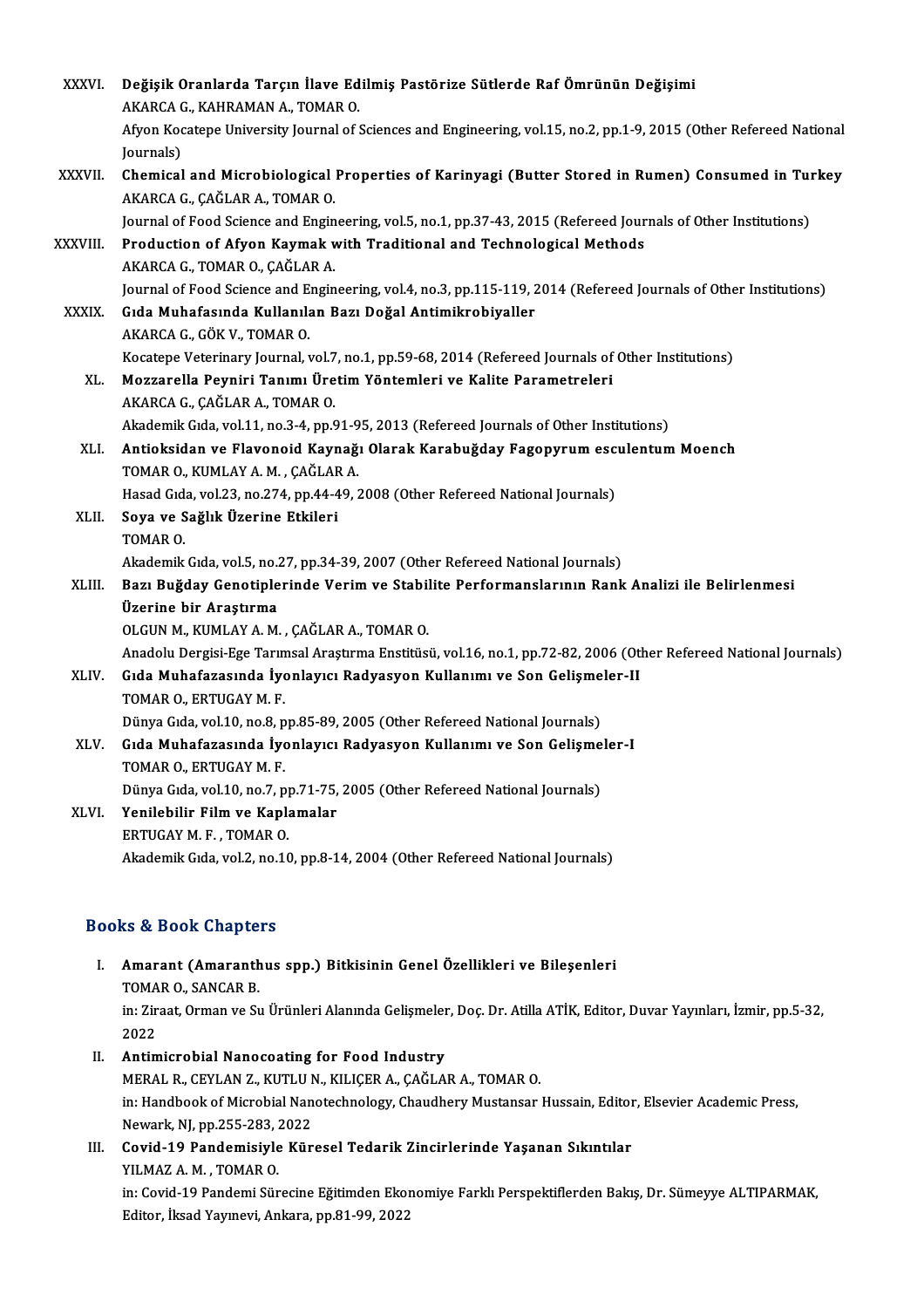XXXVI. **Değişik Oranlarda Tarçın İlave Edilmiş Pastörize Sütlerde Raf Ömrünün Değişimi**
AKARCA G., KAHRAMAN A., TOMAR O.
Afyon Kocatepe University Journal of Sciences and Engineering, vol.15, no.2, pp.1-9, 2015 (Other Refereed National Journals)

XXXVII. **Chemical and Microbiological Properties of Karinyagi (Butter Stored in Rumen) Consumed in Turkey**
AKARCA G., ÇAĞLAR A., TOMAR O.
Journal of Food Science and Engineering, vol.5, no.1, pp.37-43, 2015 (Refereed Journals of Other Institutions)

XXXVIII. **Production of Afyon Kaymak with Traditional and Technological Methods**
AKARCA G., TOMAR O., ÇAĞLAR A.
Journal of Food Science and Engineering, vol.4, no.3, pp.115-119, 2014 (Refereed Journals of Other Institutions)

XXXIX. **Gıda Muhafasında Kullanılan Bazı Doğal Antimikrobiyaller**
AKARCA G., GÖK V., TOMAR O.
Kocatepe Veterinary Journal, vol.7, no.1, pp.59-68, 2014 (Refereed Journals of Other Institutions)

XL. **Mozzarella Peyniri Tanımı Üretim Yöntemleri ve Kalite Parametreleri**
AKARCA G., ÇAĞLAR A., TOMAR O.
Akademik Gıda, vol.11, no.3-4, pp.91-95, 2013 (Refereed Journals of Other Institutions)

XLI. **Antioksidan ve Flavonoid Kaynağı Olarak Karabuğday Fagopyrum esculentum Moench**
TOMAR O., KUMLAY A. M. , ÇAĞLAR A.
Hasad Gıda, vol.23, no.274, pp.44-49, 2008 (Other Refereed National Journals)

XLII. **Soya ve Sağlık Üzerine Etkileri**
TOMAR O.
Akademik Gıda, vol.5, no.27, pp.34-39, 2007 (Other Refereed National Journals)

XLIII. **Bazı Buğday Genotiplerinde Verim ve Stabilite Performanslarının Rank Analizi ile Belirlenmesi Üzerine bir Araştırma**
OLGUN M., KUMLAY A. M. , ÇAĞLAR A., TOMAR O.
Anadolu Dergisi-Ege Tarımsal Araştırma Enstitüsü, vol.16, no.1, pp.72-82, 2006 (Other Refereed National Journals)

XLIV. **Gıda Muhafazasında İyonlayıcı Radyasyon Kullanımı ve Son Gelişmeler-II**
TOMAR O., ERTUGAY M. F.
Dünya Gıda, vol.10, no.8, pp.85-89, 2005 (Other Refereed National Journals)

XLV. **Gıda Muhafazasında İyonlayıcı Radyasyon Kullanımı ve Son Gelişmeler-I**
TOMAR O., ERTUGAY M. F.
Dünya Gıda, vol.10, no.7, pp.71-75, 2005 (Other Refereed National Journals)

XLVI. **Yenilebilir Film ve Kaplamalar**
ERTUGAY M. F. , TOMAR O.
Akademik Gıda, vol.2, no.10, pp.8-14, 2004 (Other Refereed National Journals)

## Books & Book Chapters

I. **Amarant (Amaranthus spp.) Bitkisinin Genel Özellikleri ve Bileşenleri**
TOMAR O., SANCAR B.
in: Ziraat, Orman ve Su Ürünleri Alanında Gelişmeler, Doç. Dr. Atilla ATİK, Editor, Duvar Yayınları, İzmir, pp.5-32, 2022

II. **Antimicrobial Nanocoating for Food Industry**
MERAL R., CEYLAN Z., KUTLU N., KILIÇER A., ÇAĞLAR A., TOMAR O.
in: Handbook of Microbial Nanotechnology, Chaudhery Mustansar Hussain, Editor, Elsevier Academic Press, Newark, NJ, pp.255-283, 2022

III. **Covid-19 Pandemisiyle Küresel Tedarik Zincirlerinde Yaşanan Sıkıntılar**
YILMAZ A. M. , TOMAR O.
in: Covid-19 Pandemi Sürecine Eğitimden Ekonomiye Farklı Perspektiflerden Bakış, Dr. Sümeyye ALTIPARMAK, Editor, İksad Yayınevi, Ankara, pp.81-99, 2022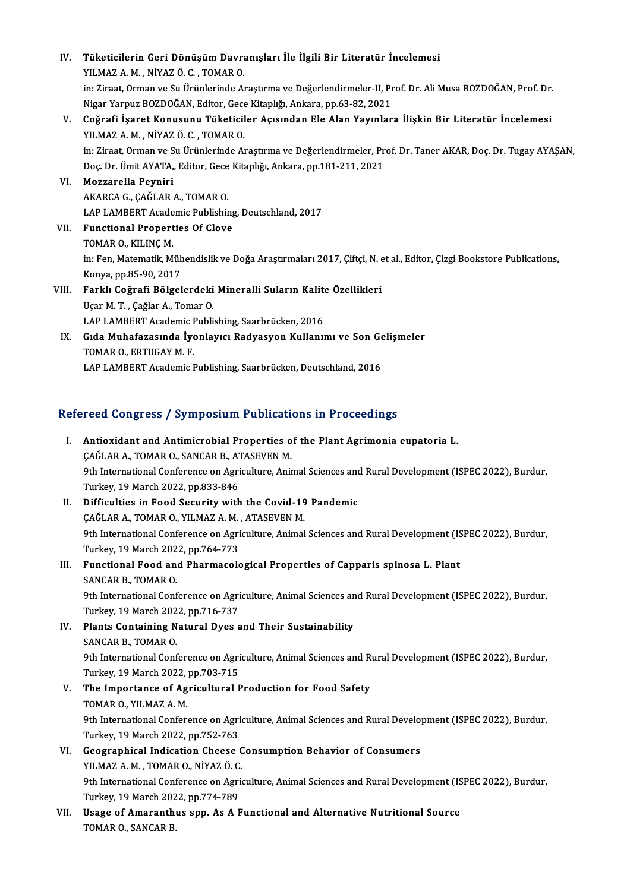IV. **Tüketicilerin Geri Dönüşüm Davranışları İle İlgili Bir Literatür İncelemesi**
YILMAZ A. M. , NİYAZ Ö. C. , TOMAR O.
in: Ziraat, Orman ve Su Ürünlerinde Araştırma ve Değerlendirmeler-II, Prof. Dr. Ali Musa BOZDOĞAN, Prof. Dr. Nigar Yarpuz BOZDOĞAN, Editor, Gece Kitaplığı, Ankara, pp.63-82, 2021

V. **Coğrafi İşaret Konusunu Tüketiciler Açısından Ele Alan Yayınlara İlişkin Bir Literatür İncelemesi**
YILMAZ A. M. , NİYAZ Ö. C. , TOMAR O.
in: Ziraat, Orman ve Su Ürünlerinde Araştırma ve Değerlendirmeler, Prof. Dr. Taner AKAR, Doç. Dr. Tugay AYAŞAN, Doç. Dr. Ümit AYATA,, Editor, Gece Kitaplığı, Ankara, pp.181-211, 2021

VI. **Mozzarella Peyniri**
AKARCA G., ÇAĞLAR A., TOMAR O.
LAP LAMBERT Academic Publishing, Deutschland, 2017

VII. **Functional Properties Of Clove**
TOMAR O., KILINÇ M.
in: Fen, Matematik, Mühendislik ve Doğa Araştırmaları 2017, Çiftçi, N. et al., Editor, Çizgi Bookstore Publications, Konya, pp.85-90, 2017

VIII. **Farklı Coğrafi Bölgelerdeki Mineralli Suların Kalite Özellikleri**
Uçar M. T. , Çağlar A., Tomar O.
LAP LAMBERT Academic Publishing, Saarbrücken, 2016

IX. **Gıda Muhafazasında İyonlayıcı Radyasyon Kullanımı ve Son Gelişmeler**
TOMAR O., ERTUGAY M. F.
LAP LAMBERT Academic Publishing, Saarbrücken, Deutschland, 2016

## Refereed Congress / Symposium Publications in Proceedings

I. **Antioxidant and Antimicrobial Properties of the Plant Agrimonia eupatoria L.**
ÇAĞLAR A., TOMAR O., SANCAR B., ATASEVEN M.
9th International Conference on Agriculture, Animal Sciences and Rural Development (ISPEC 2022), Burdur, Turkey, 19 March 2022, pp.833-846

II. **Difficulties in Food Security with the Covid-19 Pandemic**
ÇAĞLAR A., TOMAR O., YILMAZ A. M. , ATASEVEN M.
9th International Conference on Agriculture, Animal Sciences and Rural Development (ISPEC 2022), Burdur, Turkey, 19 March 2022, pp.764-773

III. **Functional Food and Pharmacological Properties of Capparis spinosa L. Plant**
SANCAR B., TOMAR O.
9th International Conference on Agriculture, Animal Sciences and Rural Development (ISPEC 2022), Burdur, Turkey, 19 March 2022, pp.716-737

IV. **Plants Containing Natural Dyes and Their Sustainability**
SANCAR B., TOMAR O.
9th International Conference on Agriculture, Animal Sciences and Rural Development (ISPEC 2022), Burdur, Turkey, 19 March 2022, pp.703-715

V. **The Importance of Agricultural Production for Food Safety**
TOMAR O., YILMAZ A. M.
9th International Conference on Agriculture, Animal Sciences and Rural Development (ISPEC 2022), Burdur, Turkey, 19 March 2022, pp.752-763

VI. **Geographical Indication Cheese Consumption Behavior of Consumers**
YILMAZ A. M. , TOMAR O., NİYAZ Ö. C.
9th International Conference on Agriculture, Animal Sciences and Rural Development (ISPEC 2022), Burdur, Turkey, 19 March 2022, pp.774-789

VII. **Usage of Amaranthus spp. As A Functional and Alternative Nutritional Source**
TOMAR O., SANCAR B.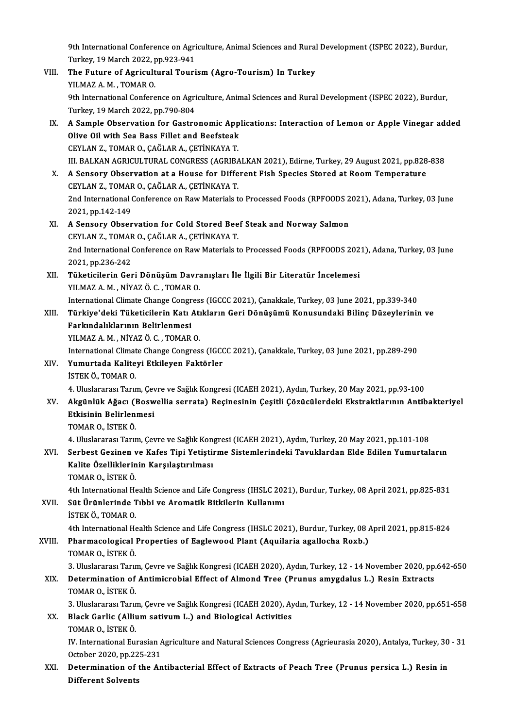9th International Conference on Agriculture, Animal Sciences and Rural Development (ISPEC 2022), Burdur, Turkey, 19 March 2022, pp.923-941

VIII. **The Future of Agricultural Tourism (Agro-Tourism) In Turkey**
YILMAZ A. M. , TOMAR O.
9th International Conference on Agriculture, Animal Sciences and Rural Development (ISPEC 2022), Burdur, Turkey, 19 March 2022, pp.790-804

IX. **A Sample Observation for Gastronomic Applications: Interaction of Lemon or Apple Vinegar added Olive Oil with Sea Bass Fillet and Beefsteak**
CEYLAN Z., TOMAR O., ÇAĞLAR A., ÇETİNKAYA T.
III. BALKAN AGRICULTURAL CONGRESS (AGRIBALKAN 2021), Edirne, Turkey, 29 August 2021, pp.828-838

X. **A Sensory Observation at a House for Different Fish Species Stored at Room Temperature**
CEYLAN Z., TOMAR O., ÇAĞLAR A., ÇETİNKAYA T.
2nd International Conference on Raw Materials to Processed Foods (RPFOODS 2021), Adana, Turkey, 03 June 2021, pp.142-149

XI. **A Sensory Observation for Cold Stored Beef Steak and Norway Salmon**
CEYLAN Z., TOMAR O., ÇAĞLAR A., ÇETİNKAYA T.
2nd International Conference on Raw Materials to Processed Foods (RPFOODS 2021), Adana, Turkey, 03 June 2021, pp.236-242

XII. **Tüketicilerin Geri Dönüşüm Davranışları İle İlgili Bir Literatür İncelemesi**
YILMAZ A. M. , NİYAZ Ö. C. , TOMAR O.
International Climate Change Congress (IGCCC 2021), Çanakkale, Turkey, 03 June 2021, pp.339-340

XIII. **Türkiye'deki Tüketicilerin Katı Atıkların Geri Dönüşümü Konusundaki Bilinç Düzeylerinin ve Farkındalıklarının Belirlenmesi**
YILMAZ A. M. , NİYAZ Ö. C. , TOMAR O.
International Climate Change Congress (IGCCC 2021), Çanakkale, Turkey, 03 June 2021, pp.289-290

XIV. **Yumurtada Kaliteyi Etkileyen Faktörler**
İSTEK Ö., TOMAR O.
4. Uluslararası Tarım, Çevre ve Sağlık Kongresi (ICAEH 2021), Aydın, Turkey, 20 May 2021, pp.93-100

XV. **Akgünlük Ağacı (Boswellia serrata) Reçinesinin Çeşitli Çözücülerdeki Ekstraktlarının Antibakteriyel Etkisinin Belirlenmesi**
TOMAR O., İSTEK Ö.
4. Uluslararası Tarım, Çevre ve Sağlık Kongresi (ICAEH 2021), Aydın, Turkey, 20 May 2021, pp.101-108

XVI. **Serbest Gezinen ve Kafes Tipi Yetiştirme Sistemlerindeki Tavuklardan Elde Edilen Yumurtaların Kalite Özelliklerinin Karşılaştırılması**
TOMAR O., İSTEK Ö.
4th International Health Science and Life Congress (IHSLC 2021), Burdur, Turkey, 08 April 2021, pp.825-831

XVII. **Süt Ürünlerinde Tıbbi ve Aromatik Bitkilerin Kullanımı**
İSTEK Ö., TOMAR O.
4th International Health Science and Life Congress (IHSLC 2021), Burdur, Turkey, 08 April 2021, pp.815-824

XVIII. **Pharmacological Properties of Eaglewood Plant (Aquilaria agallocha Roxb.)**
TOMAR O., İSTEK Ö.
3. Uluslararası Tarım, Çevre ve Sağlık Kongresi (ICAEH 2020), Aydın, Turkey, 12 - 14 November 2020, pp.642-650

XIX. **Determination of Antimicrobial Effect of Almond Tree (Prunus amygdalus L.) Resin Extracts**
TOMAR O., İSTEK Ö.
3. Uluslararası Tarım, Çevre ve Sağlık Kongresi (ICAEH 2020), Aydın, Turkey, 12 - 14 November 2020, pp.651-658

XX. **Black Garlic (Allium sativum L.) and Biological Activities**
TOMAR O., İSTEK Ö.
IV. International Eurasian Agriculture and Natural Sciences Congress (Agrieurasia 2020), Antalya, Turkey, 30 - 31 October 2020, pp.225-231

XXI. **Determination of the Antibacterial Effect of Extracts of Peach Tree (Prunus persica L.) Resin in Different Solvents**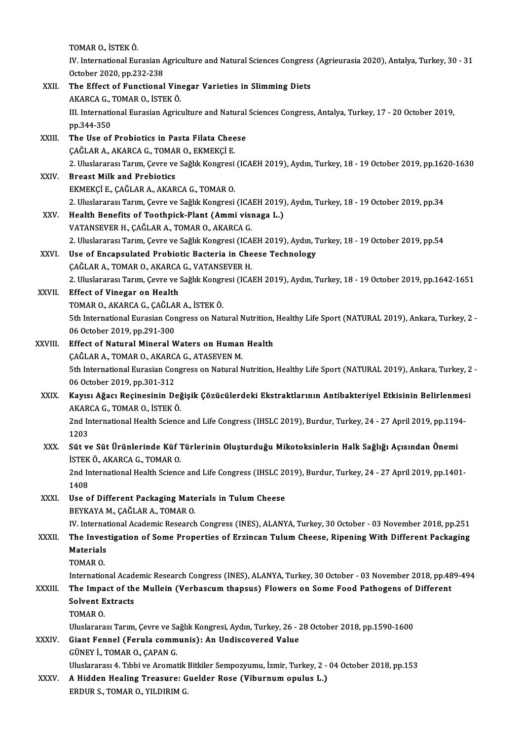TOMAR O., İSTEK Ö.

IV. International Eurasian Agriculture and Natural Sciences Congress (Agrieurasia 2020), Antalya, Turkey, 30 - 31 October 2020, pp.232-238

XXII. **The Effect of Functional Vinegar Varieties in Slimming Diets**
AKARCA G., TOMAR O., İSTEK Ö.
III. International Eurasian Agriculture and Natural Sciences Congress, Antalya, Turkey, 17 - 20 October 2019, pp.344-350

XXIII. **The Use of Probiotics in Pasta Filata Cheese**
ÇAĞLAR A., AKARCA G., TOMAR O., EKMEKÇİ E.
2. Uluslararası Tarım, Çevre ve Sağlık Kongresi (ICAEH 2019), Aydın, Turkey, 18 - 19 October 2019, pp.1620-1630

XXIV. **Breast Milk and Prebiotics**
EKMEKÇİ E., ÇAĞLAR A., AKARCA G., TOMAR O.
2. Uluslararası Tarım, Çevre ve Sağlık Kongresi (ICAEH 2019), Aydın, Turkey, 18 - 19 October 2019, pp.34

XXV. **Health Benefits of Toothpick-Plant (Ammi visnaga L.)**
VATANSEVER H., ÇAĞLAR A., TOMAR O., AKARCA G.
2. Uluslararası Tarım, Çevre ve Sağlık Kongresi (ICAEH 2019), Aydın, Turkey, 18 - 19 October 2019, pp.54

XXVI. **Use of Encapsulated Probiotic Bacteria in Cheese Technology**
ÇAĞLAR A., TOMAR O., AKARCA G., VATANSEVER H.
2. Uluslararası Tarım, Çevre ve Sağlık Kongresi (ICAEH 2019), Aydın, Turkey, 18 - 19 October 2019, pp.1642-1651

XXVII. **Effect of Vinegar on Health**
TOMAR O., AKARCA G., ÇAĞLAR A., İSTEK Ö.
5th International Eurasian Congress on Natural Nutrition, Healthy Life Sport (NATURAL 2019), Ankara, Turkey, 2 - 06 October 2019, pp.291-300

XXVIII. **Effect of Natural Mineral Waters on Human Health**
ÇAĞLAR A., TOMAR O., AKARCA G., ATASEVEN M.
5th International Eurasian Congress on Natural Nutrition, Healthy Life Sport (NATURAL 2019), Ankara, Turkey, 2 - 06 October 2019, pp.301-312

XXIX. **Kayısı Ağacı Reçinesinin Değişik Çözücülerdeki Ekstraktlarının Antibakteriyel Etkisinin Belirlenmesi**
AKARCA G., TOMAR O., İSTEK Ö.
2nd International Health Science and Life Congress (IHSLC 2019), Burdur, Turkey, 24 - 27 April 2019, pp.1194-1203

XXX. **Süt ve Süt Ürünlerinde Küf Türlerinin Oluşturduğu Mikotoksinlerin Halk Sağlığı Açısından Önemi**
İSTEK Ö., AKARCA G., TOMAR O.
2nd International Health Science and Life Congress (IHSLC 2019), Burdur, Turkey, 24 - 27 April 2019, pp.1401-1408

XXXI. **Use of Different Packaging Materials in Tulum Cheese**
BEYKAYA M., ÇAĞLAR A., TOMAR O.
IV. International Academic Research Congress (INES), ALANYA, Turkey, 30 October - 03 November 2018, pp.251

XXXII. **The Investigation of Some Properties of Erzincan Tulum Cheese, Ripening With Different Packaging Materials**
TOMAR O.
International Academic Research Congress (INES), ALANYA, Turkey, 30 October - 03 November 2018, pp.489-494

XXXIII. **The Impact of the Mullein (Verbascum thapsus) Flowers on Some Food Pathogens of Different Solvent Extracts**
TOMAR O.
Uluslararası Tarım, Çevre ve Sağlık Kongresi, Aydın, Turkey, 26 - 28 October 2018, pp.1590-1600

XXXIV. **Giant Fennel (Ferula communis): An Undiscovered Value**
GÜNEY İ., TOMAR O., ÇAPAN G.
Uluslararası 4. Tıbbi ve Aromatik Bitkiler Sempozyumu, İzmir, Turkey, 2 - 04 October 2018, pp.153

XXXV. **A Hidden Healing Treasure: Guelder Rose (Viburnum opulus L.)**
ERDUR S., TOMAR O., YILDIRIM G.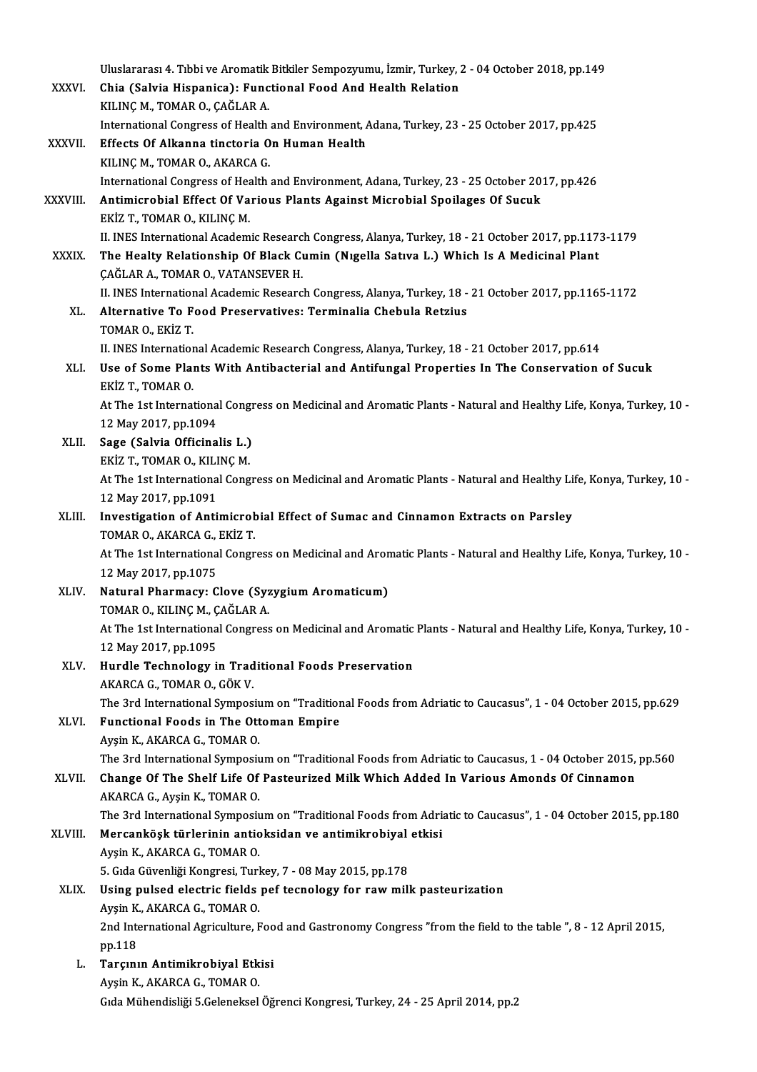Uluslararası 4. Tıbbi ve Aromatik Bitkiler Sempozyumu, İzmir, Turkey, 2 - 04 October 2018, pp.149

XXXVI. **Chia (Salvia Hispanica): Functional Food And Health Relation**
KILINÇ M., TOMAR O., ÇAĞLAR A.
International Congress of Health and Environment, Adana, Turkey, 23 - 25 October 2017, pp.425

XXXVII. **Effects Of Alkanna tinctoria On Human Health**
KILINÇ M., TOMAR O., AKARCA G.
International Congress of Health and Environment, Adana, Turkey, 23 - 25 October 2017, pp.426

XXXVIII. **Antimicrobial Effect Of Various Plants Against Microbial Spoilages Of Sucuk**
EKİZ T., TOMAR O., KILINÇ M.
II. INES International Academic Research Congress, Alanya, Turkey, 18 - 21 October 2017, pp.1173-1179

XXXIX. **The Healty Relationship Of Black Cumin (Nıgella Satıva L.) Which Is A Medicinal Plant**
ÇAĞLAR A., TOMAR O., VATANSEVER H.
II. INES International Academic Research Congress, Alanya, Turkey, 18 - 21 October 2017, pp.1165-1172

XL. **Alternative To Food Preservatives: Terminalia Chebula Retzius**
TOMAR O., EKİZ T.
II. INES International Academic Research Congress, Alanya, Turkey, 18 - 21 October 2017, pp.614

XLI. **Use of Some Plants With Antibacterial and Antifungal Properties In The Conservation of Sucuk**
EKİZ T., TOMAR O.
At The 1st International Congress on Medicinal and Aromatic Plants - Natural and Healthy Life, Konya, Turkey, 10 - 12 May 2017, pp.1094

XLII. **Sage (Salvia Officinalis L.)**
EKİZ T., TOMAR O., KILINÇ M.
At The 1st International Congress on Medicinal and Aromatic Plants - Natural and Healthy Life, Konya, Turkey, 10 - 12 May 2017, pp.1091

XLIII. **Investigation of Antimicrobial Effect of Sumac and Cinnamon Extracts on Parsley**
TOMAR O., AKARCA G., EKİZ T.
At The 1st International Congress on Medicinal and Aromatic Plants - Natural and Healthy Life, Konya, Turkey, 10 - 12 May 2017, pp.1075

XLIV. **Natural Pharmacy: Clove (Syzygium Aromaticum)**
TOMAR O., KILINÇ M., ÇAĞLAR A.
At The 1st International Congress on Medicinal and Aromatic Plants - Natural and Healthy Life, Konya, Turkey, 10 - 12 May 2017, pp.1095

XLV. **Hurdle Technology in Traditional Foods Preservation**
AKARCA G., TOMAR O., GÖK V.
The 3rd International Symposium on "Traditional Foods from Adriatic to Caucasus", 1 - 04 October 2015, pp.629

XLVI. **Functional Foods in The Ottoman Empire**
Ayşin K., AKARCA G., TOMAR O.
The 3rd International Symposium on "Traditional Foods from Adriatic to Caucasus, 1 - 04 October 2015, pp.560

XLVII. **Change Of The Shelf Life Of Pasteurized Milk Which Added In Various Amonds Of Cinnamon**
AKARCA G., Ayşin K., TOMAR O.
The 3rd International Symposium on "Traditional Foods from Adriatic to Caucasus", 1 - 04 October 2015, pp.180

XLVIII. **Mercanköşk türlerinin antioksidan ve antimikrobiyal etkisi**
Ayşin K., AKARCA G., TOMAR O.
5. Gıda Güvenliği Kongresi, Turkey, 7 - 08 May 2015, pp.178

XLIX. **Using pulsed electric fields pef tecnology for raw milk pasteurization**
Ayşin K., AKARCA G., TOMAR O.
2nd International Agriculture, Food and Gastronomy Congress "from the field to the table ", 8 - 12 April 2015, pp.118

L. **Tarçının Antimikrobiyal Etkisi**
Ayşin K., AKARCA G., TOMAR O.
Gıda Mühendisliği 5.Geleneksel Öğrenci Kongresi, Turkey, 24 - 25 April 2014, pp.2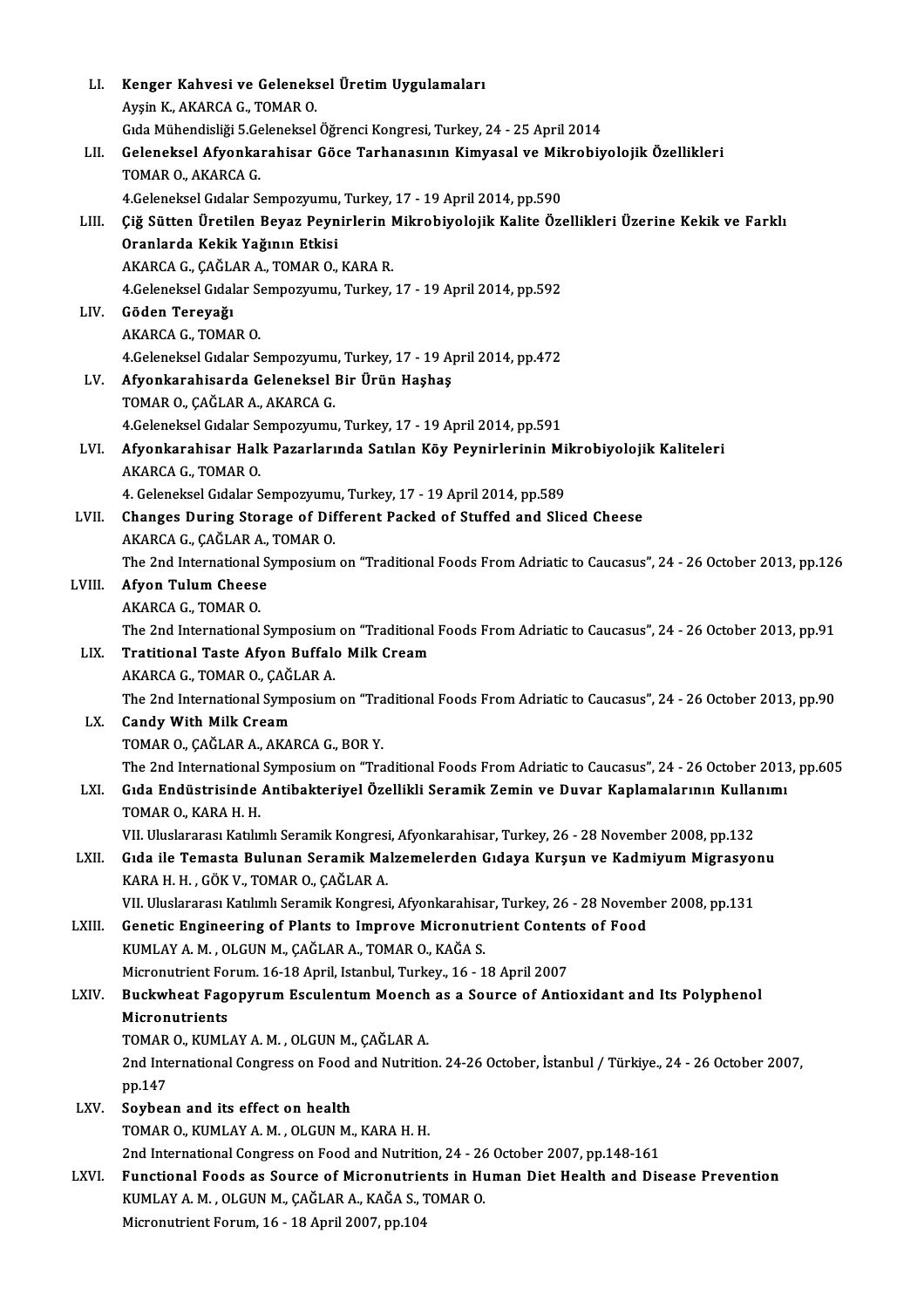LI. **Kenger Kahvesi ve Geleneksel Üretim Uygulamaları**
Ayşin K., AKARCA G., TOMAR O.
Gıda Mühendisliği 5.Geleneksel Öğrenci Kongresi, Turkey, 24 - 25 April 2014

LII. **Geleneksel Afyonkarahisar Göce Tarhanasının Kimyasal ve Mikrobiyolojik Özellikleri**
TOMAR O., AKARCA G.
4.Geleneksel Gıdalar Sempozyumu, Turkey, 17 - 19 April 2014, pp.590

LIII. **Çiğ Sütten Üretilen Beyaz Peynirlerin Mikrobiyolojik Kalite Özellikleri Üzerine Kekik ve Farklı Oranlarda Kekik Yağının Etkisi**
AKARCA G., ÇAĞLAR A., TOMAR O., KARA R.
4.Geleneksel Gıdalar Sempozyumu, Turkey, 17 - 19 April 2014, pp.592

LIV. **Göden Tereyağı**
AKARCA G., TOMAR O.
4.Geleneksel Gıdalar Sempozyumu, Turkey, 17 - 19 April 2014, pp.472

LV. **Afyonkarahisarda Geleneksel Bir Ürün Haşhaş**
TOMAR O., ÇAĞLAR A., AKARCA G.
4.Geleneksel Gıdalar Sempozyumu, Turkey, 17 - 19 April 2014, pp.591

LVI. **Afyonkarahisar Halk Pazarlarında Satılan Köy Peynirlerinin Mikrobiyolojik Kaliteleri**
AKARCA G., TOMAR O.
4. Geleneksel Gıdalar Sempozyumu, Turkey, 17 - 19 April 2014, pp.589

LVII. **Changes During Storage of Different Packed of Stuffed and Sliced Cheese**
AKARCA G., ÇAĞLAR A., TOMAR O.
The 2nd International Symposium on "Traditional Foods From Adriatic to Caucasus", 24 - 26 October 2013, pp.126

LVIII. **Afyon Tulum Cheese**
AKARCA G., TOMAR O.
The 2nd International Symposium on "Traditional Foods From Adriatic to Caucasus", 24 - 26 October 2013, pp.91

LIX. **Tratitional Taste Afyon Buffalo Milk Cream**
AKARCA G., TOMAR O., ÇAĞLAR A.
The 2nd International Symposium on "Traditional Foods From Adriatic to Caucasus", 24 - 26 October 2013, pp.90

LX. **Candy With Milk Cream**
TOMAR O., ÇAĞLAR A., AKARCA G., BOR Y.
The 2nd International Symposium on "Traditional Foods From Adriatic to Caucasus", 24 - 26 October 2013, pp.605

LXI. **Gıda Endüstrisinde Antibakteriyel Özellikli Seramik Zemin ve Duvar Kaplamalarının Kullanımı**
TOMAR O., KARA H. H.
VII. Uluslararası Katılımlı Seramik Kongresi, Afyonkarahisar, Turkey, 26 - 28 November 2008, pp.132

LXII. **Gıda ile Temasta Bulunan Seramik Malzemelerden Gıdaya Kurşun ve Kadmiyum Migrasyonu**
KARA H. H. , GÖK V., TOMAR O., ÇAĞLAR A.
VII. Uluslararası Katılımlı Seramik Kongresi, Afyonkarahisar, Turkey, 26 - 28 November 2008, pp.131

LXIII. **Genetic Engineering of Plants to Improve Micronutrient Contents of Food**
KUMLAY A. M. , OLGUN M., ÇAĞLAR A., TOMAR O., KAĞA S.
Micronutrient Forum. 16-18 April, Istanbul, Turkey., 16 - 18 April 2007

LXIV. **Buckwheat Fagopyrum Esculentum Moench as a Source of Antioxidant and Its Polyphenol Micronutrients**
TOMAR O., KUMLAY A. M. , OLGUN M., ÇAĞLAR A.
2nd International Congress on Food and Nutrition. 24-26 October, İstanbul / Türkiye., 24 - 26 October 2007, pp.147

LXV. **Soybean and its effect on health**
TOMAR O., KUMLAY A. M. , OLGUN M., KARA H. H.
2nd International Congress on Food and Nutrition, 24 - 26 October 2007, pp.148-161

LXVI. **Functional Foods as Source of Micronutrients in Human Diet Health and Disease Prevention**
KUMLAY A. M. , OLGUN M., ÇAĞLAR A., KAĞA S., TOMAR O.
Micronutrient Forum, 16 - 18 April 2007, pp.104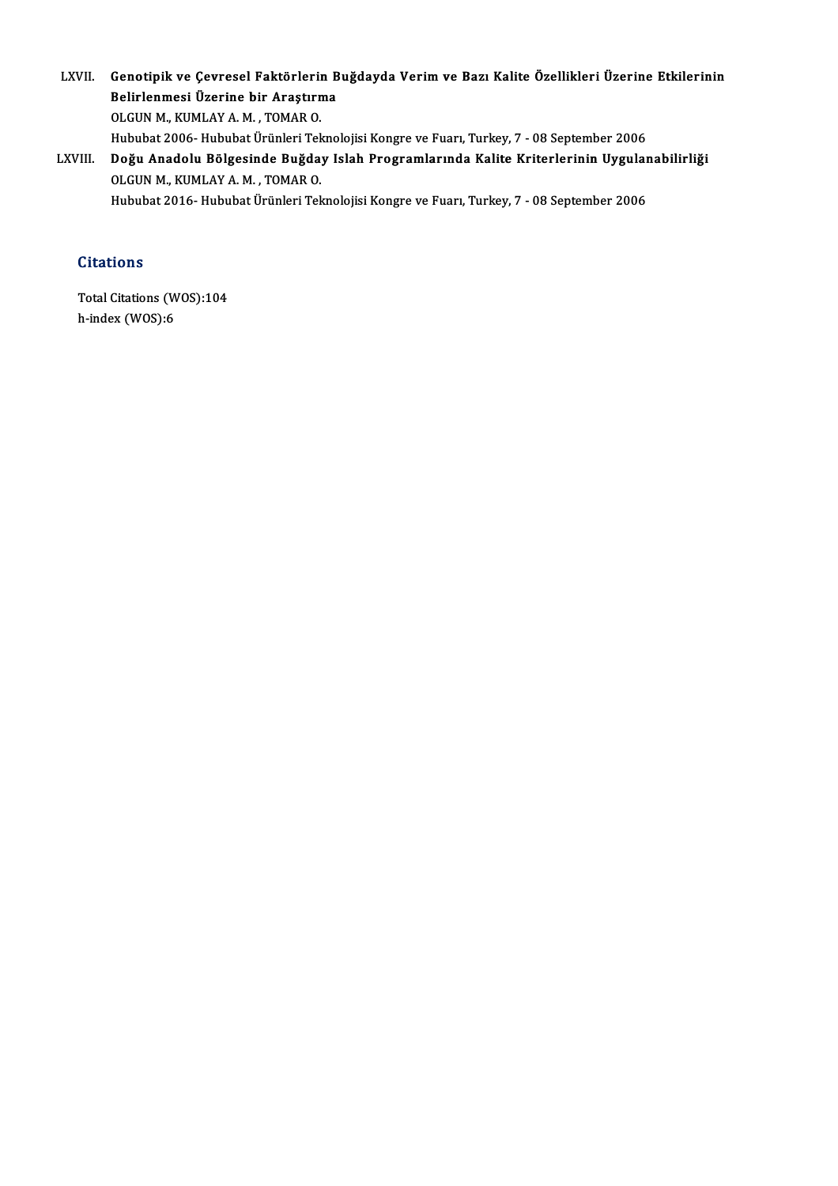LXVII. **Genotipik ve Çevresel Faktörlerin Buğdayda Verim ve Bazı Kalite Özellikleri Üzerine Etkilerinin Belirlenmesi Üzerine bir Araştırma**
OLGUN M., KUMLAY A. M. , TOMAR O.
Hububat 2006- Hububat Ürünleri Teknolojisi Kongre ve Fuarı, Turkey, 7 - 08 September 2006

LXVIII. **Doğu Anadolu Bölgesinde Buğday Islah Programlarında Kalite Kriterlerinin Uygulanabilirliği**
OLGUN M., KUMLAY A. M. , TOMAR O.
Hububat 2016- Hububat Ürünleri Teknolojisi Kongre ve Fuarı, Turkey, 7 - 08 September 2006

## Citations

Total Citations (WOS):104
h-index (WOS):6